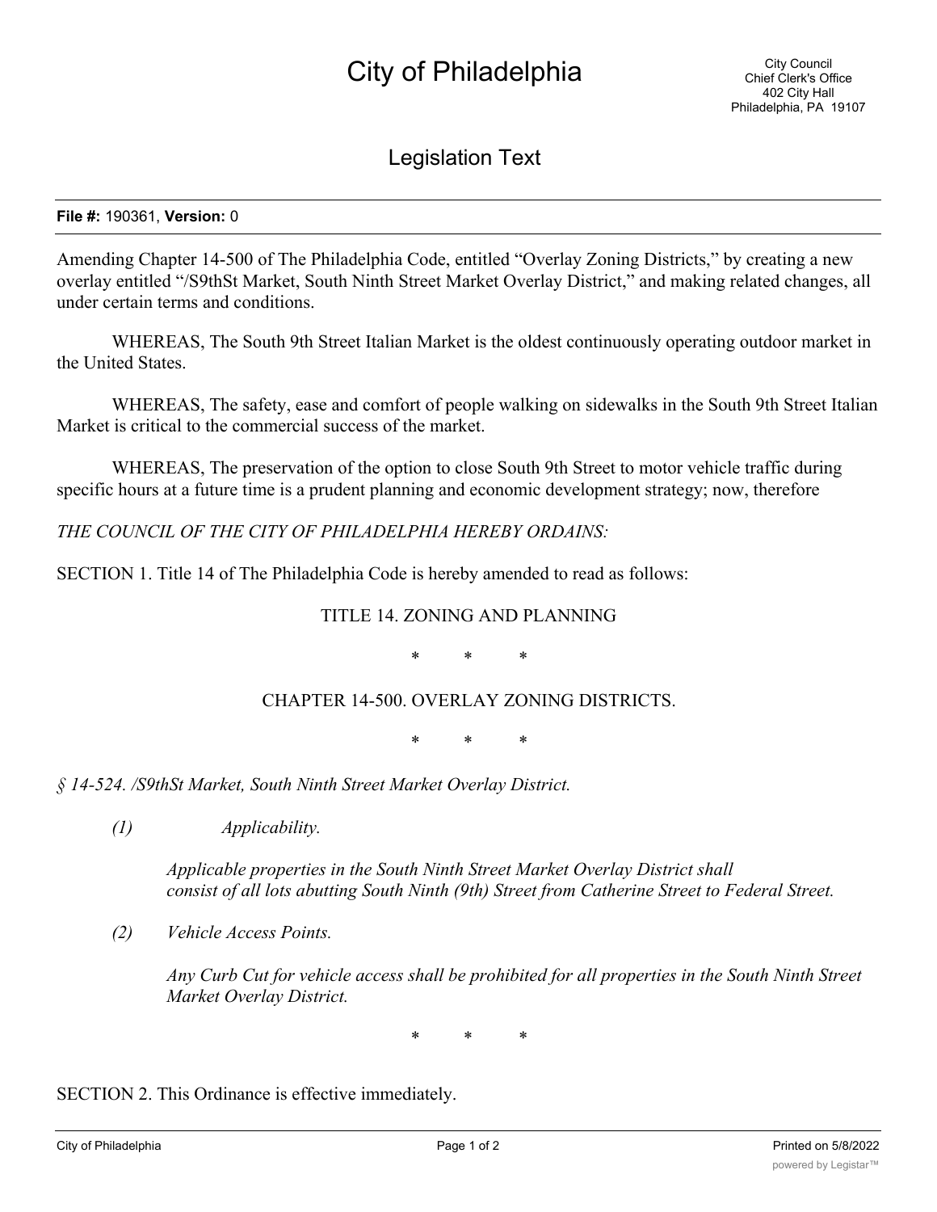# City of Philadelphia

City Council
Chief Clerk's Office
402 City Hall
Philadelphia, PA 19107

## Legislation Text

**File #:** 190361, **Version:** 0

Amending Chapter 14-500 of The Philadelphia Code, entitled "Overlay Zoning Districts," by creating a new overlay entitled "/S9thSt Market, South Ninth Street Market Overlay District," and making related changes, all under certain terms and conditions.

WHEREAS, The South 9th Street Italian Market is the oldest continuously operating outdoor market in the United States.

WHEREAS, The safety, ease and comfort of people walking on sidewalks in the South 9th Street Italian Market is critical to the commercial success of the market.

WHEREAS, The preservation of the option to close South 9th Street to motor vehicle traffic during specific hours at a future time is a prudent planning and economic development strategy; now, therefore

*THE COUNCIL OF THE CITY OF PHILADELPHIA HEREBY ORDAINS:*

SECTION 1. Title 14 of The Philadelphia Code is hereby amended to read as follows:

TITLE 14. ZONING AND PLANNING

\* \* \*

CHAPTER 14-500. OVERLAY ZONING DISTRICTS.

\* \* \*

*§ 14-524. /S9thSt Market, South Ninth Street Market Overlay District.*

*(1) Applicability.*

*Applicable properties in the South Ninth Street Market Overlay District shall consist of all lots abutting South Ninth (9th) Street from Catherine Street to Federal Street.*

*(2) Vehicle Access Points.*

*Any Curb Cut for vehicle access shall be prohibited for all properties in the South Ninth Street Market Overlay District.*

\* \* \*

SECTION 2. This Ordinance is effective immediately.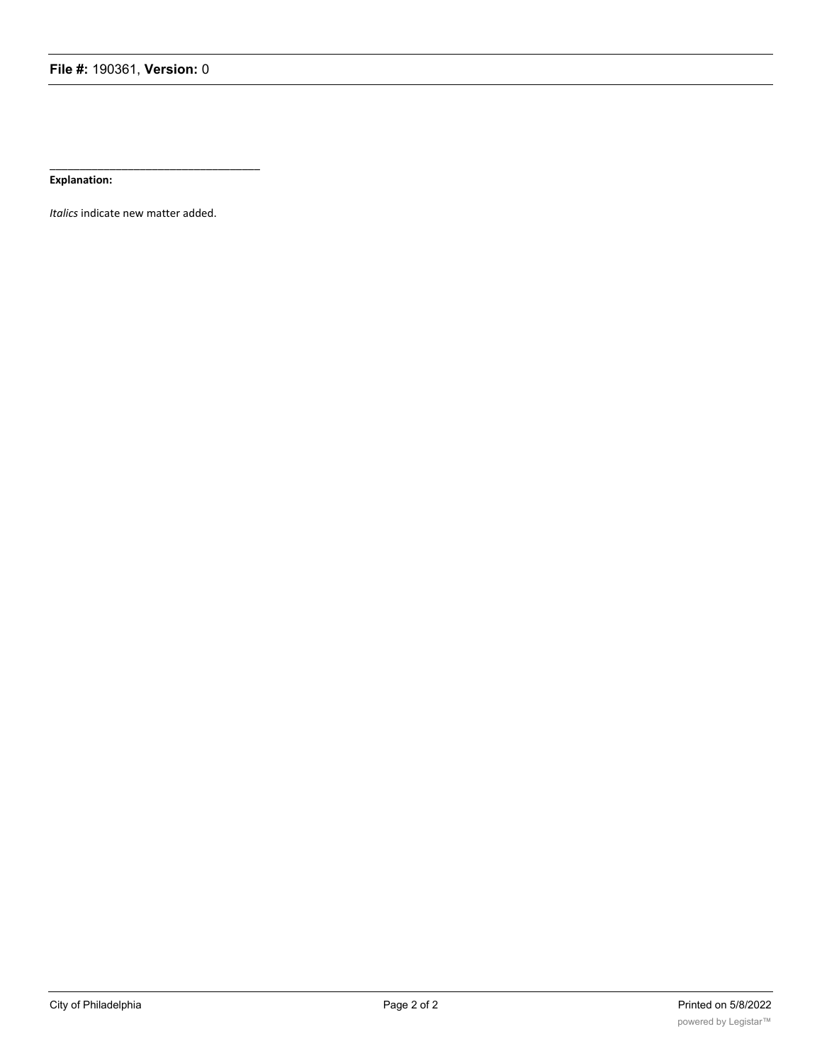\_\_\_\_\_\_\_\_\_\_\_\_\_\_\_\_\_\_\_\_\_\_\_\_\_\_\_\_\_\_\_\_\_\_\_\_

**Explanation:**

*Italics* indicate new matter added.